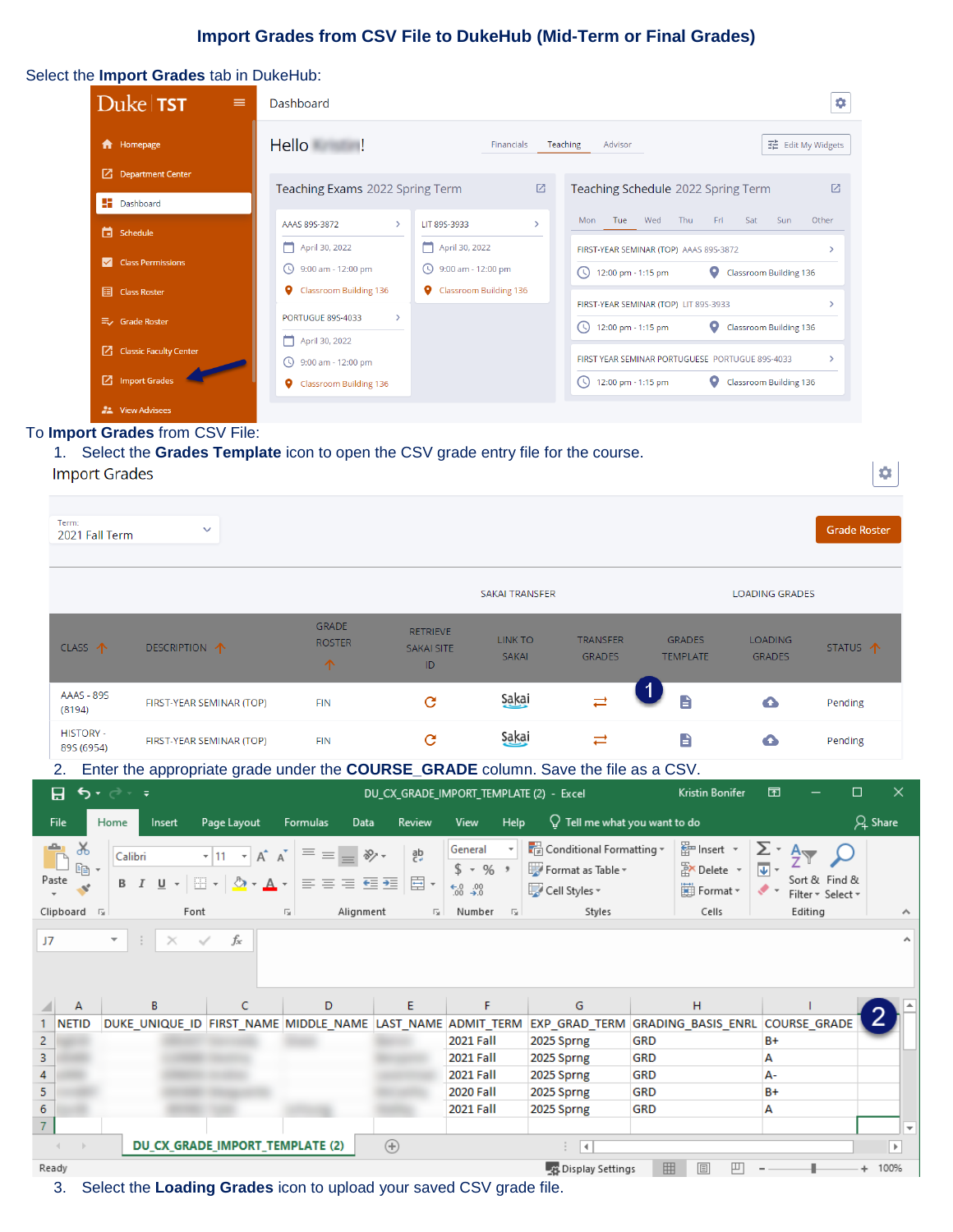# Import Grades from CSV File to DukeHub (Mid-Term or Final Grades)

Select the **Import Grades** tab in DukeHub:

To **Import Grades** from CSV File:

1. Select the **Grades Template** icon to open the CSV grade entry file for the course.
2. Enter the appropriate grade under the **COURSE_GRADE** column. Save the file as a CSV.
3. Select the **Loading Grades** icon to upload your saved CSV grade file.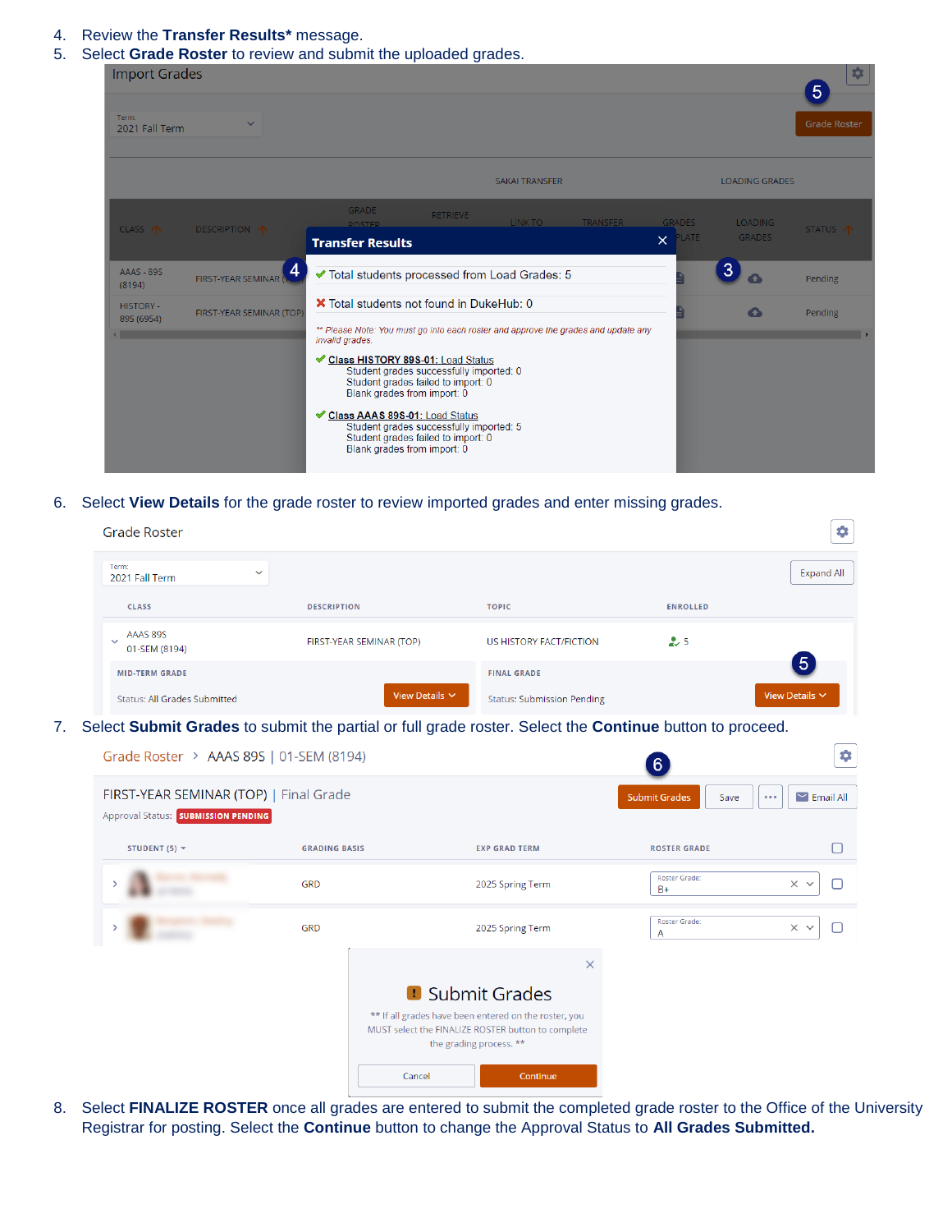4. Review the **Transfer Results*** message.
5. Select **Grade Roster** to review and submit the uploaded grades.

6. Select **View Details** for the grade roster to review imported grades and enter missing grades.

7. Select **Submit Grades** to submit the partial or full grade roster. Select the **Continue** button to proceed.

8. Select **FINALIZE ROSTER** once all grades are entered to submit the completed grade roster to the Office of the University Registrar for posting. Select the **Continue** button to change the Approval Status to **All Grades Submitted.**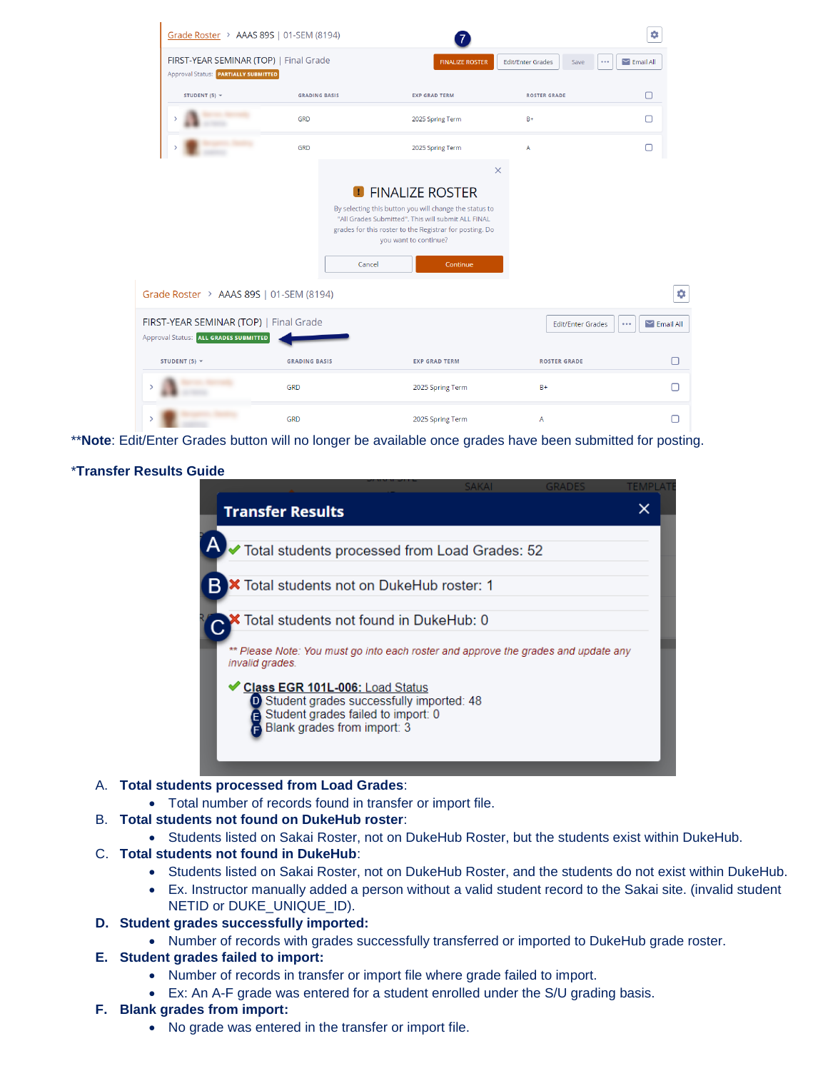**Note: Edit/Enter Grades button will no longer be available once grades have been submitted for posting.

***Transfer Results Guide**

A. **Total students processed from Load Grades**:
   - Total number of records found in transfer or import file.
B. **Total students not found on DukeHub roster**:
   - Students listed on Sakai Roster, not on DukeHub Roster, but the students exist within DukeHub.
C. **Total students not found in DukeHub**:
   - Students listed on Sakai Roster, not on DukeHub Roster, and the students do not exist within DukeHub.
   - Ex. Instructor manually added a person without a valid student record to the Sakai site. (invalid student NETID or DUKE_UNIQUE_ID).
D. **Student grades successfully imported:**
   - Number of records with grades successfully transferred or imported to DukeHub grade roster.
E. **Student grades failed to import:**
   - Number of records in transfer or import file where grade failed to import.
   - Ex: An A-F grade was entered for a student enrolled under the S/U grading basis.
F. **Blank grades from import:**
   - No grade was entered in the transfer or import file.